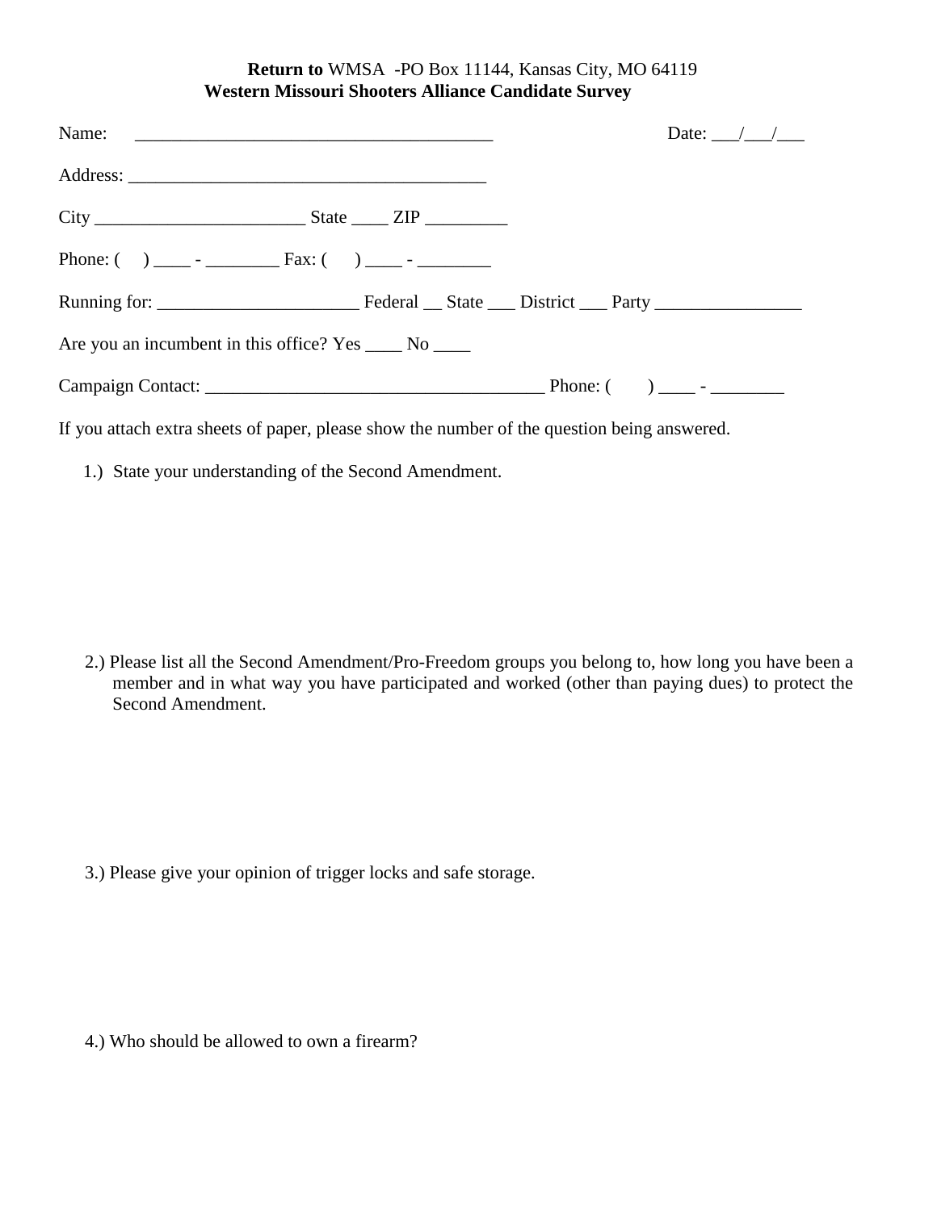**Return to** WMSA -PO Box 11144, Kansas City, MO 64119

**Western Missouri Shooters Alliance Candidate Survey**

Name: _______________________________________ Date: ___/___/___

Address: _______________________________________

City ______________________ State ____ ZIP _________

Phone: ( ) ____ - ________ Fax: ( ) ____ - ________

Running for: _____________________ Federal __ State ___ District ___ Party ________________

Are you an incumbent in this office? Yes ____ No ____

Campaign Contact: ____________________________________ Phone: ( ) ____ - ________

If you attach extra sheets of paper, please show the number of the question being answered.

1.) State your understanding of the Second Amendment.

2.) Please list all the Second Amendment/Pro-Freedom groups you belong to, how long you have been a member and in what way you have participated and worked (other than paying dues) to protect the Second Amendment.

3.) Please give your opinion of trigger locks and safe storage.

4.) Who should be allowed to own a firearm?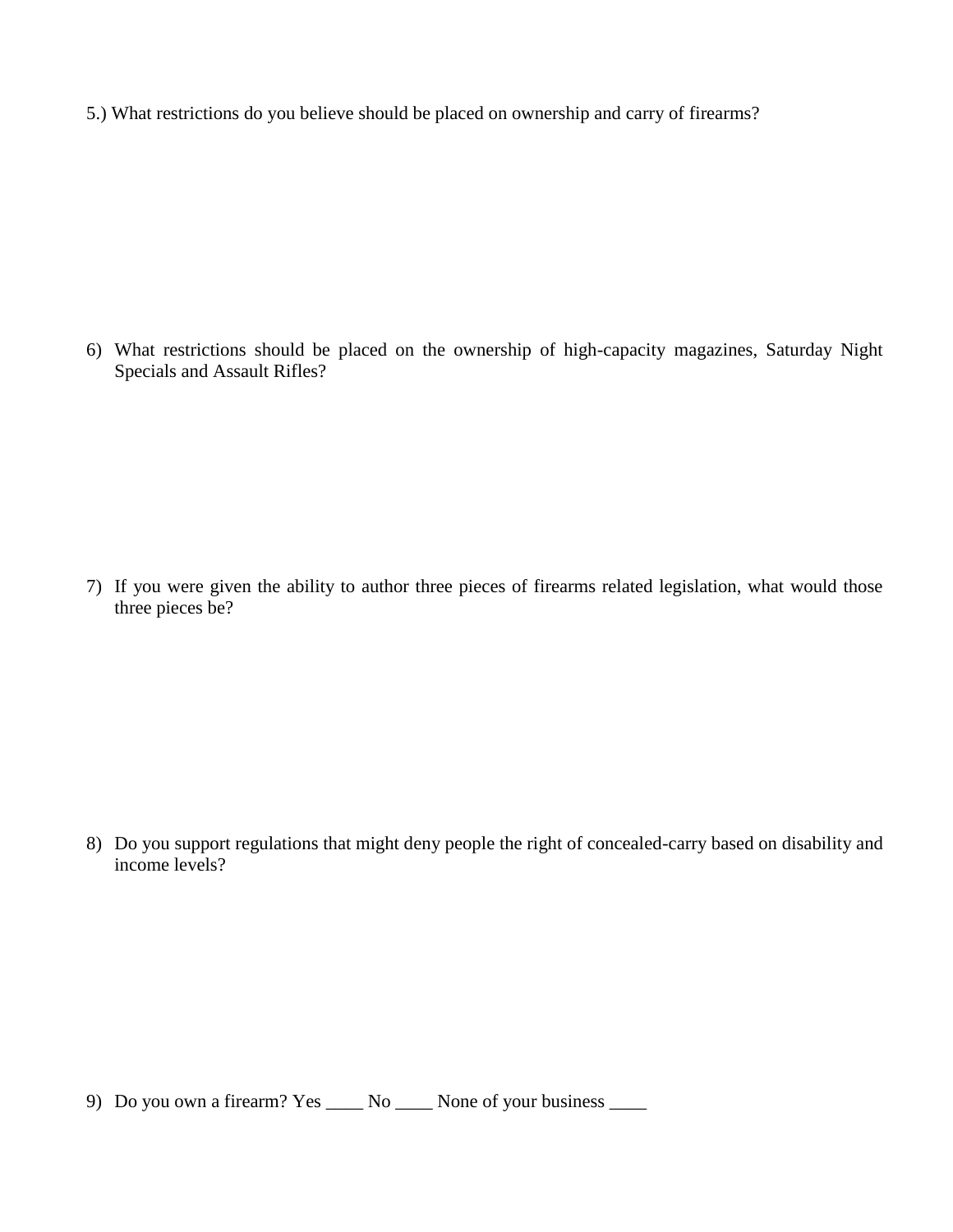5.) What restrictions do you believe should be placed on ownership and carry of firearms?

6) What restrictions should be placed on the ownership of high-capacity magazines, Saturday Night Specials and Assault Rifles?

7) If you were given the ability to author three pieces of firearms related legislation, what would those three pieces be?

8) Do you support regulations that might deny people the right of concealed-carry based on disability and income levels?

9) Do you own a firearm? Yes ____ No ____ None of your business ____